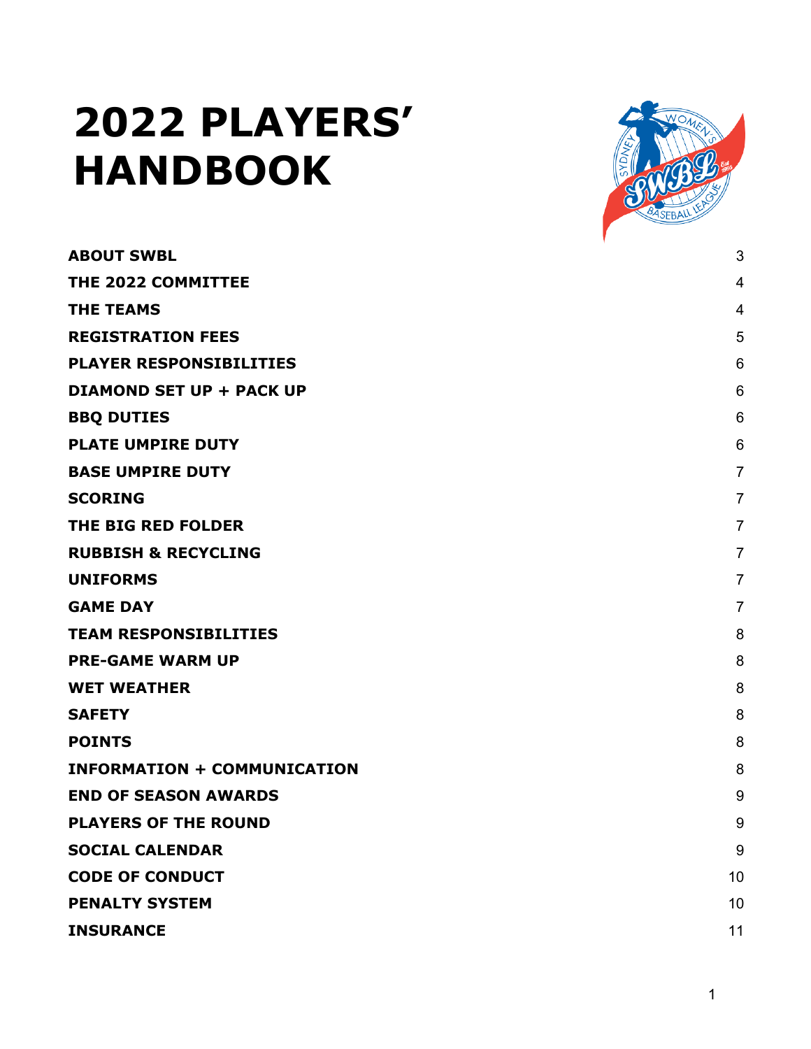# 2022 PLAYERS' HANDBOOK

| | |
|---|---|
| **ABOUT SWBL** | 3 |
| **THE 2022 COMMITTEE** | 4 |
| **THE TEAMS** | 4 |
| **REGISTRATION FEES** | 5 |
| **PLAYER RESPONSIBILITIES** | 6 |
| **DIAMOND SET UP + PACK UP** | 6 |
| **BBQ DUTIES** | 6 |
| **PLATE UMPIRE DUTY** | 6 |
| **BASE UMPIRE DUTY** | 7 |
| **SCORING** | 7 |
| **THE BIG RED FOLDER** | 7 |
| **RUBBISH & RECYCLING** | 7 |
| **UNIFORMS** | 7 |
| **GAME DAY** | 7 |
| **TEAM RESPONSIBILITIES** | 8 |
| **PRE-GAME WARM UP** | 8 |
| **WET WEATHER** | 8 |
| **SAFETY** | 8 |
| **POINTS** | 8 |
| **INFORMATION + COMMUNICATION** | 8 |
| **END OF SEASON AWARDS** | 9 |
| **PLAYERS OF THE ROUND** | 9 |
| **SOCIAL CALENDAR** | 9 |
| **CODE OF CONDUCT** | 10 |
| **PENALTY SYSTEM** | 10 |
| **INSURANCE** | 11 |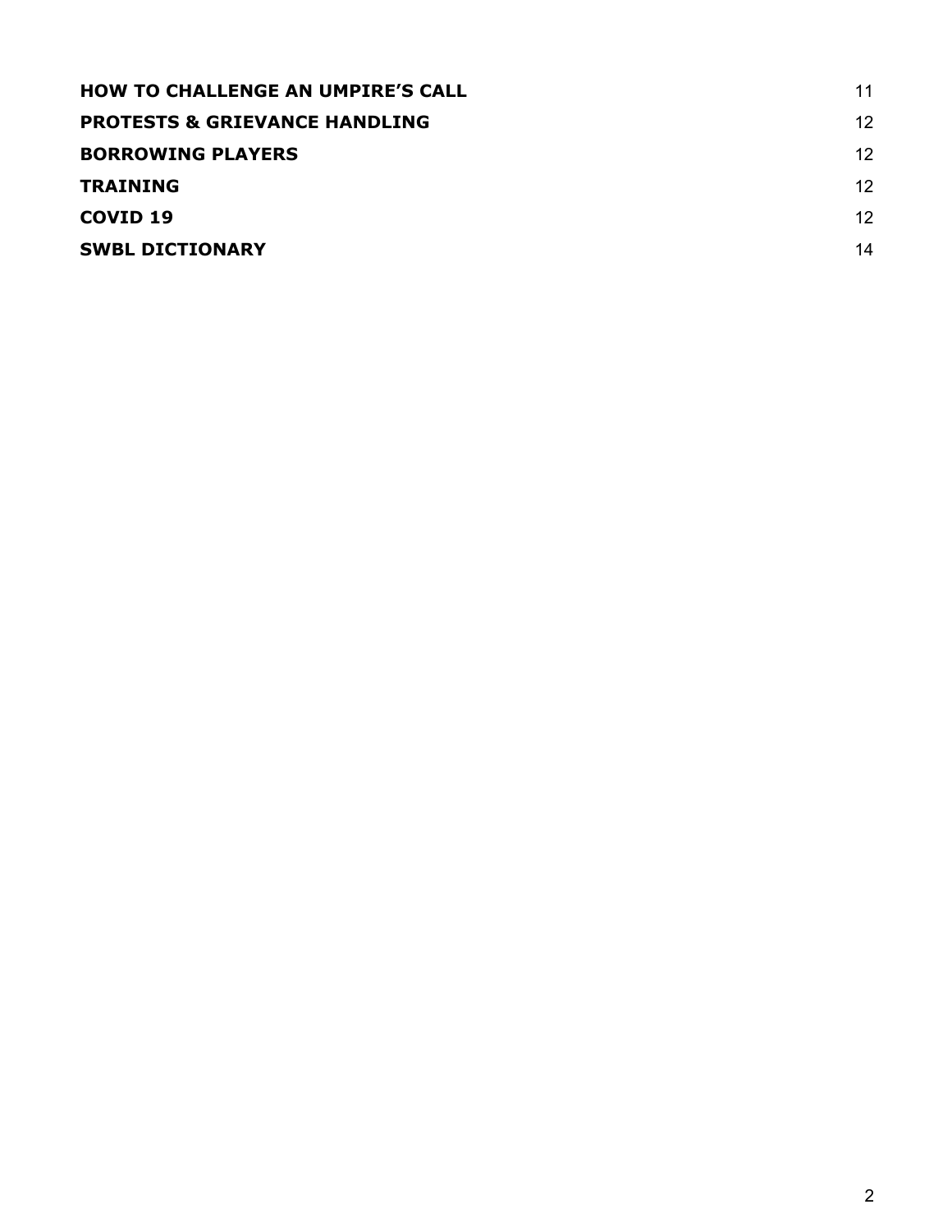| | |
| --- | --- |
| **HOW TO CHALLENGE AN UMPIRE'S CALL** | 11 |
| **PROTESTS & GRIEVANCE HANDLING** | 12 |
| **BORROWING PLAYERS** | 12 |
| **TRAINING** | 12 |
| **COVID 19** | 12 |
| **SWBL DICTIONARY** | 14 |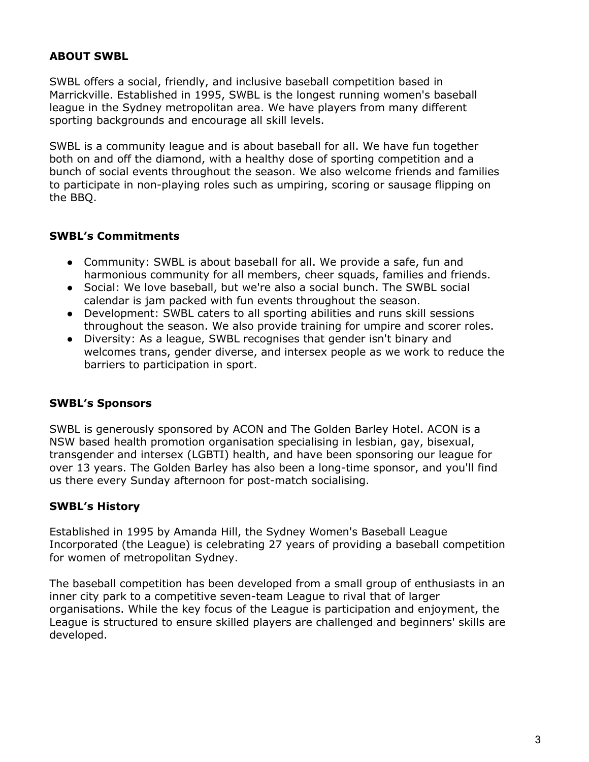## ABOUT SWBL

SWBL offers a social, friendly, and inclusive baseball competition based in Marrickville. Established in 1995, SWBL is the longest running women's baseball league in the Sydney metropolitan area. We have players from many different sporting backgrounds and encourage all skill levels.

SWBL is a community league and is about baseball for all. We have fun together both on and off the diamond, with a healthy dose of sporting competition and a bunch of social events throughout the season. We also welcome friends and families to participate in non-playing roles such as umpiring, scoring or sausage flipping on the BBQ.

### SWBL's Commitments

- Community: SWBL is about baseball for all. We provide a safe, fun and harmonious community for all members, cheer squads, families and friends.
- Social: We love baseball, but we're also a social bunch. The SWBL social calendar is jam packed with fun events throughout the season.
- Development: SWBL caters to all sporting abilities and runs skill sessions throughout the season. We also provide training for umpire and scorer roles.
- Diversity: As a league, SWBL recognises that gender isn't binary and welcomes trans, gender diverse, and intersex people as we work to reduce the barriers to participation in sport.

### SWBL's Sponsors

SWBL is generously sponsored by ACON and The Golden Barley Hotel. ACON is a NSW based health promotion organisation specialising in lesbian, gay, bisexual, transgender and intersex (LGBTI) health, and have been sponsoring our league for over 13 years. The Golden Barley has also been a long-time sponsor, and you'll find us there every Sunday afternoon for post-match socialising.

### SWBL's History

Established in 1995 by Amanda Hill, the Sydney Women's Baseball League Incorporated (the League) is celebrating 27 years of providing a baseball competition for women of metropolitan Sydney.

The baseball competition has been developed from a small group of enthusiasts in an inner city park to a competitive seven-team League to rival that of larger organisations. While the key focus of the League is participation and enjoyment, the League is structured to ensure skilled players are challenged and beginners' skills are developed.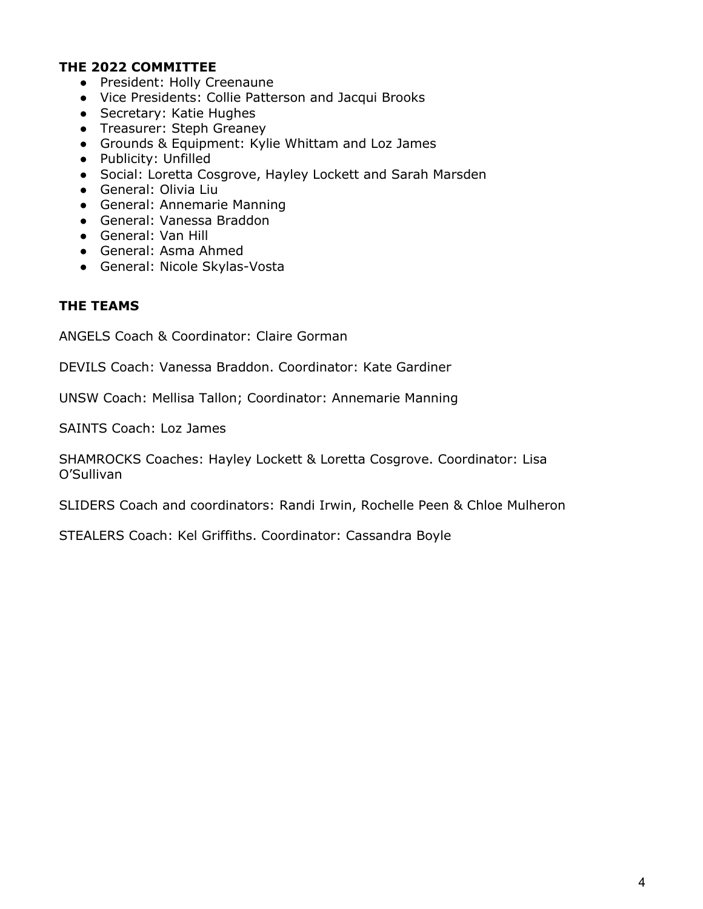## THE 2022 COMMITTEE

- President: Holly Creenaune
- Vice Presidents: Collie Patterson and Jacqui Brooks
- Secretary: Katie Hughes
- Treasurer: Steph Greaney
- Grounds & Equipment: Kylie Whittam and Loz James
- Publicity: Unfilled
- Social: Loretta Cosgrove, Hayley Lockett and Sarah Marsden
- General: Olivia Liu
- General: Annemarie Manning
- General: Vanessa Braddon
- General: Van Hill
- General: Asma Ahmed
- General: Nicole Skylas-Vosta

## THE TEAMS

ANGELS Coach & Coordinator: Claire Gorman

DEVILS Coach: Vanessa Braddon. Coordinator: Kate Gardiner

UNSW Coach: Mellisa Tallon; Coordinator: Annemarie Manning

SAINTS Coach: Loz James

SHAMROCKS Coaches: Hayley Lockett & Loretta Cosgrove. Coordinator: Lisa O'Sullivan

SLIDERS Coach and coordinators: Randi Irwin, Rochelle Peen & Chloe Mulheron

STEALERS Coach: Kel Griffiths. Coordinator: Cassandra Boyle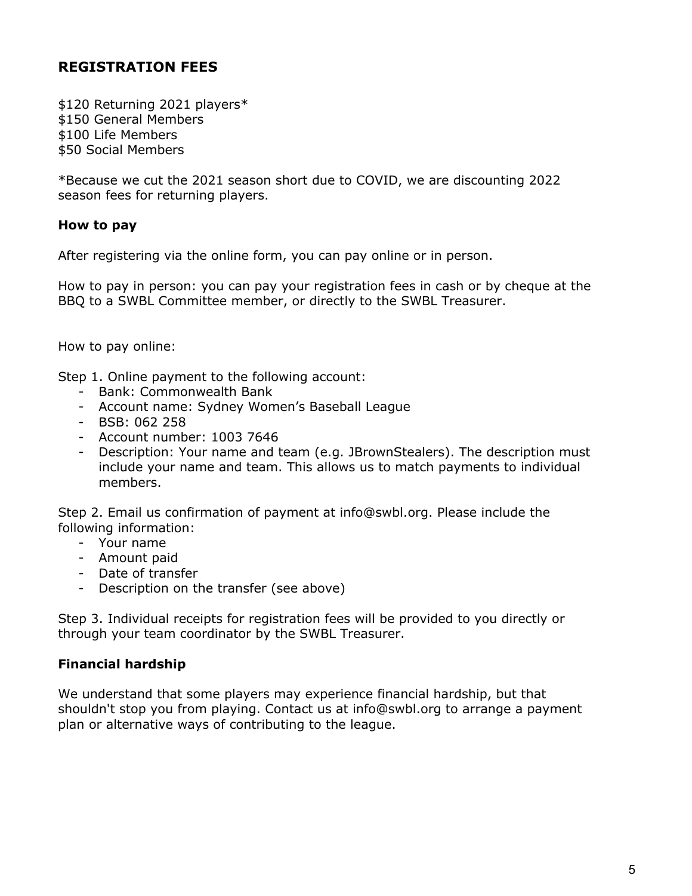## REGISTRATION FEES

$120 Returning 2021 players*
$150 General Members
$100 Life Members
$50 Social Members

*Because we cut the 2021 season short due to COVID, we are discounting 2022 season fees for returning players.

### How to pay

After registering via the online form, you can pay online or in person.

How to pay in person: you can pay your registration fees in cash or by cheque at the BBQ to a SWBL Committee member, or directly to the SWBL Treasurer.

How to pay online:

Step 1. Online payment to the following account:

- Bank: Commonwealth Bank
- Account name: Sydney Women's Baseball League
- BSB: 062 258
- Account number: 1003 7646
- Description: Your name and team (e.g. JBrownStealers). The description must include your name and team. This allows us to match payments to individual members.

Step 2. Email us confirmation of payment at info@swbl.org. Please include the following information:

- Your name
- Amount paid
- Date of transfer
- Description on the transfer (see above)

Step 3. Individual receipts for registration fees will be provided to you directly or through your team coordinator by the SWBL Treasurer.

### Financial hardship

We understand that some players may experience financial hardship, but that shouldn't stop you from playing. Contact us at info@swbl.org to arrange a payment plan or alternative ways of contributing to the league.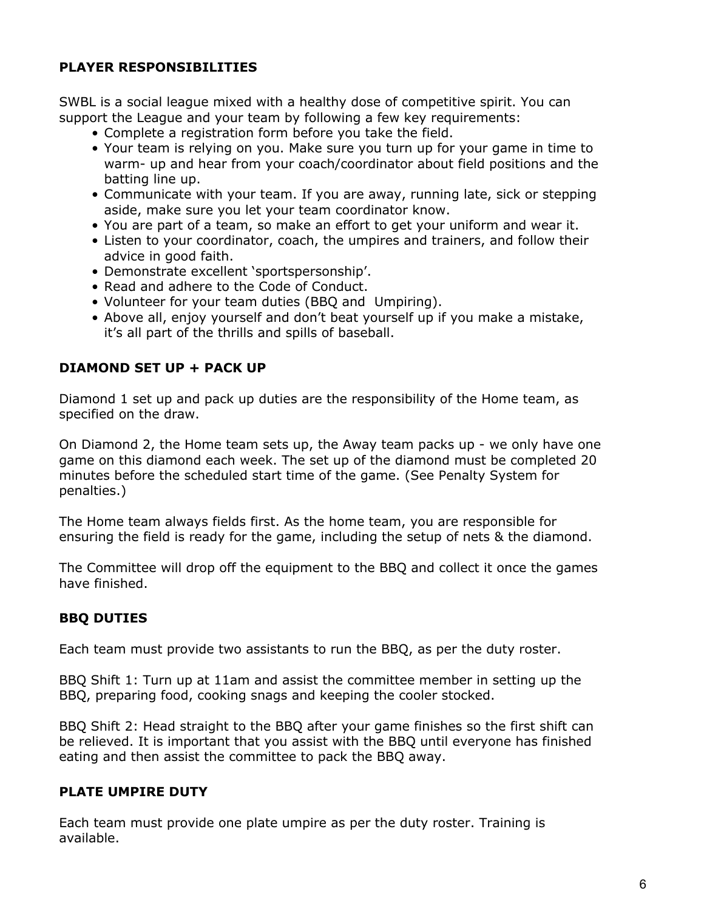## PLAYER RESPONSIBILITIES

SWBL is a social league mixed with a healthy dose of competitive spirit. You can support the League and your team by following a few key requirements:

- Complete a registration form before you take the field.
- Your team is relying on you. Make sure you turn up for your game in time to warm- up and hear from your coach/coordinator about field positions and the batting line up.
- Communicate with your team. If you are away, running late, sick or stepping aside, make sure you let your team coordinator know.
- You are part of a team, so make an effort to get your uniform and wear it.
- Listen to your coordinator, coach, the umpires and trainers, and follow their advice in good faith.
- Demonstrate excellent 'sportspersonship'.
- Read and adhere to the Code of Conduct.
- Volunteer for your team duties (BBQ and Umpiring).
- Above all, enjoy yourself and don't beat yourself up if you make a mistake, it's all part of the thrills and spills of baseball.

## DIAMOND SET UP + PACK UP

Diamond 1 set up and pack up duties are the responsibility of the Home team, as specified on the draw.

On Diamond 2, the Home team sets up, the Away team packs up - we only have one game on this diamond each week. The set up of the diamond must be completed 20 minutes before the scheduled start time of the game. (See Penalty System for penalties.)

The Home team always fields first. As the home team, you are responsible for ensuring the field is ready for the game, including the setup of nets & the diamond.

The Committee will drop off the equipment to the BBQ and collect it once the games have finished.

## BBQ DUTIES

Each team must provide two assistants to run the BBQ, as per the duty roster.

BBQ Shift 1: Turn up at 11am and assist the committee member in setting up the BBQ, preparing food, cooking snags and keeping the cooler stocked.

BBQ Shift 2: Head straight to the BBQ after your game finishes so the first shift can be relieved. It is important that you assist with the BBQ until everyone has finished eating and then assist the committee to pack the BBQ away.

## PLATE UMPIRE DUTY

Each team must provide one plate umpire as per the duty roster. Training is available.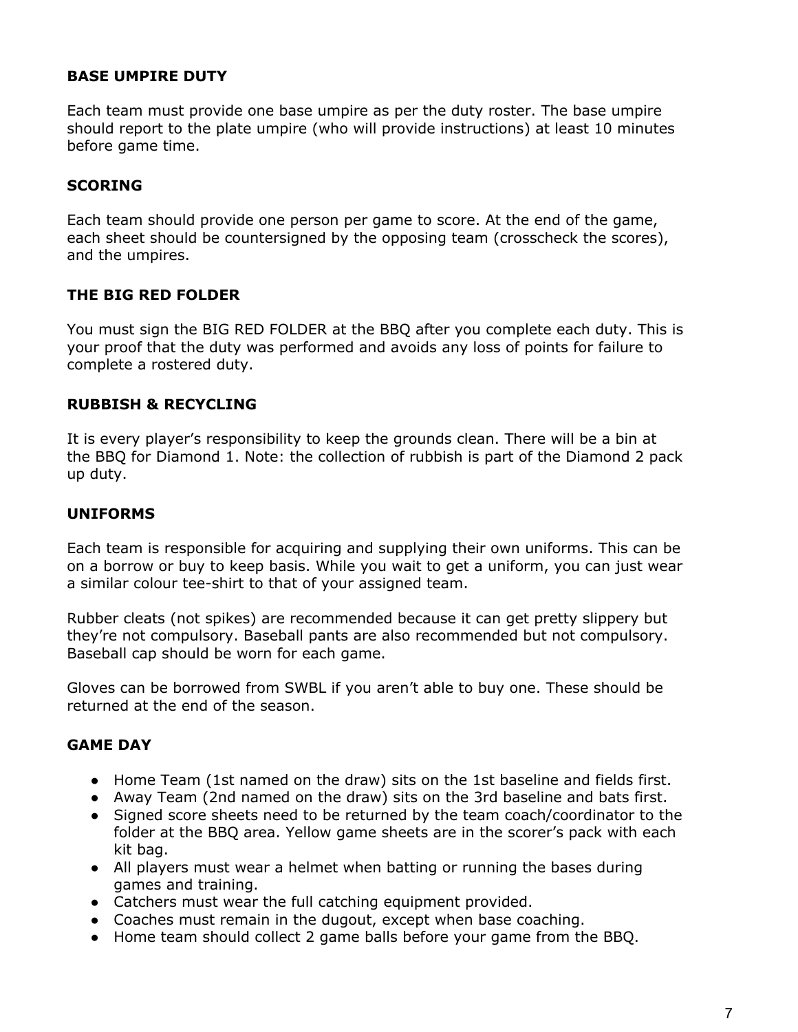**BASE UMPIRE DUTY**

Each team must provide one base umpire as per the duty roster. The base umpire should report to the plate umpire (who will provide instructions) at least 10 minutes before game time.

**SCORING**

Each team should provide one person per game to score. At the end of the game, each sheet should be countersigned by the opposing team (crosscheck the scores), and the umpires.

**THE BIG RED FOLDER**

You must sign the BIG RED FOLDER at the BBQ after you complete each duty. This is your proof that the duty was performed and avoids any loss of points for failure to complete a rostered duty.

**RUBBISH & RECYCLING**

It is every player's responsibility to keep the grounds clean. There will be a bin at the BBQ for Diamond 1. Note: the collection of rubbish is part of the Diamond 2 pack up duty.

**UNIFORMS**

Each team is responsible for acquiring and supplying their own uniforms. This can be on a borrow or buy to keep basis. While you wait to get a uniform, you can just wear a similar colour tee-shirt to that of your assigned team.

Rubber cleats (not spikes) are recommended because it can get pretty slippery but they're not compulsory. Baseball pants are also recommended but not compulsory. Baseball cap should be worn for each game.

Gloves can be borrowed from SWBL if you aren't able to buy one. These should be returned at the end of the season.

**GAME DAY**

- Home Team (1st named on the draw) sits on the 1st baseline and fields first.
- Away Team (2nd named on the draw) sits on the 3rd baseline and bats first.
- Signed score sheets need to be returned by the team coach/coordinator to the folder at the BBQ area. Yellow game sheets are in the scorer's pack with each kit bag.
- All players must wear a helmet when batting or running the bases during games and training.
- Catchers must wear the full catching equipment provided.
- Coaches must remain in the dugout, except when base coaching.
- Home team should collect 2 game balls before your game from the BBQ.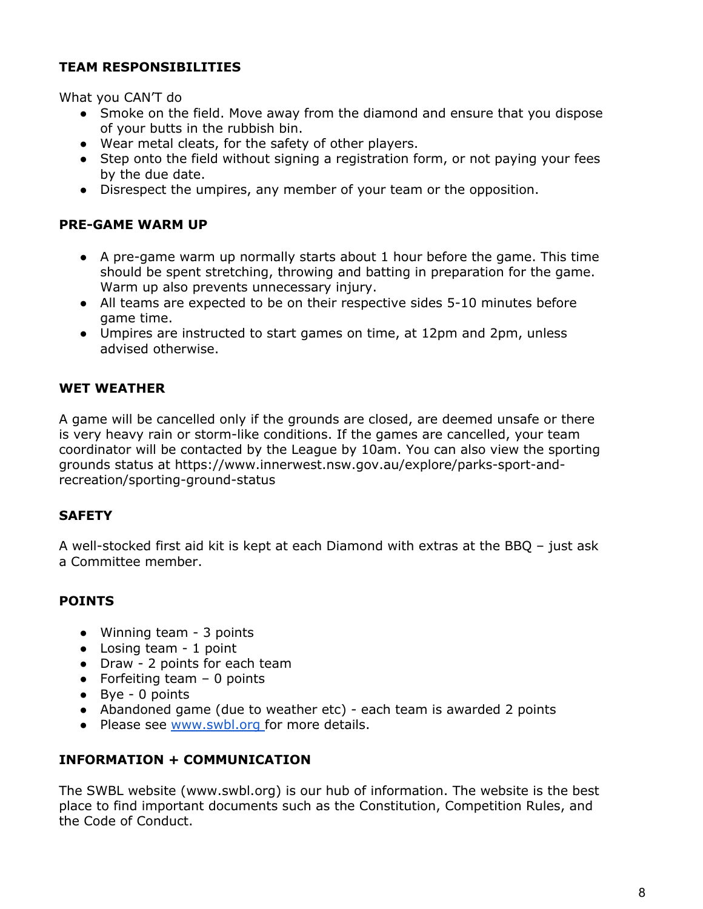**TEAM RESPONSIBILITIES**

What you CAN'T do

- Smoke on the field. Move away from the diamond and ensure that you dispose of your butts in the rubbish bin.
- Wear metal cleats, for the safety of other players.
- Step onto the field without signing a registration form, or not paying your fees by the due date.
- Disrespect the umpires, any member of your team or the opposition.

**PRE-GAME WARM UP**

- A pre-game warm up normally starts about 1 hour before the game. This time should be spent stretching, throwing and batting in preparation for the game. Warm up also prevents unnecessary injury.
- All teams are expected to be on their respective sides 5-10 minutes before game time.
- Umpires are instructed to start games on time, at 12pm and 2pm, unless advised otherwise.

**WET WEATHER**

A game will be cancelled only if the grounds are closed, are deemed unsafe or there is very heavy rain or storm-like conditions. If the games are cancelled, your team coordinator will be contacted by the League by 10am. You can also view the sporting grounds status at https://www.innerwest.nsw.gov.au/explore/parks-sport-and-recreation/sporting-ground-status

**SAFETY**

A well-stocked first aid kit is kept at each Diamond with extras at the BBQ – just ask a Committee member.

**POINTS**

- Winning team - 3 points
- Losing team - 1 point
- Draw - 2 points for each team
- Forfeiting team – 0 points
- Bye - 0 points
- Abandoned game (due to weather etc) - each team is awarded 2 points
- Please see [www.swbl.org](http://www.swbl.org) for more details.

**INFORMATION + COMMUNICATION**

The SWBL website (www.swbl.org) is our hub of information. The website is the best place to find important documents such as the Constitution, Competition Rules, and the Code of Conduct.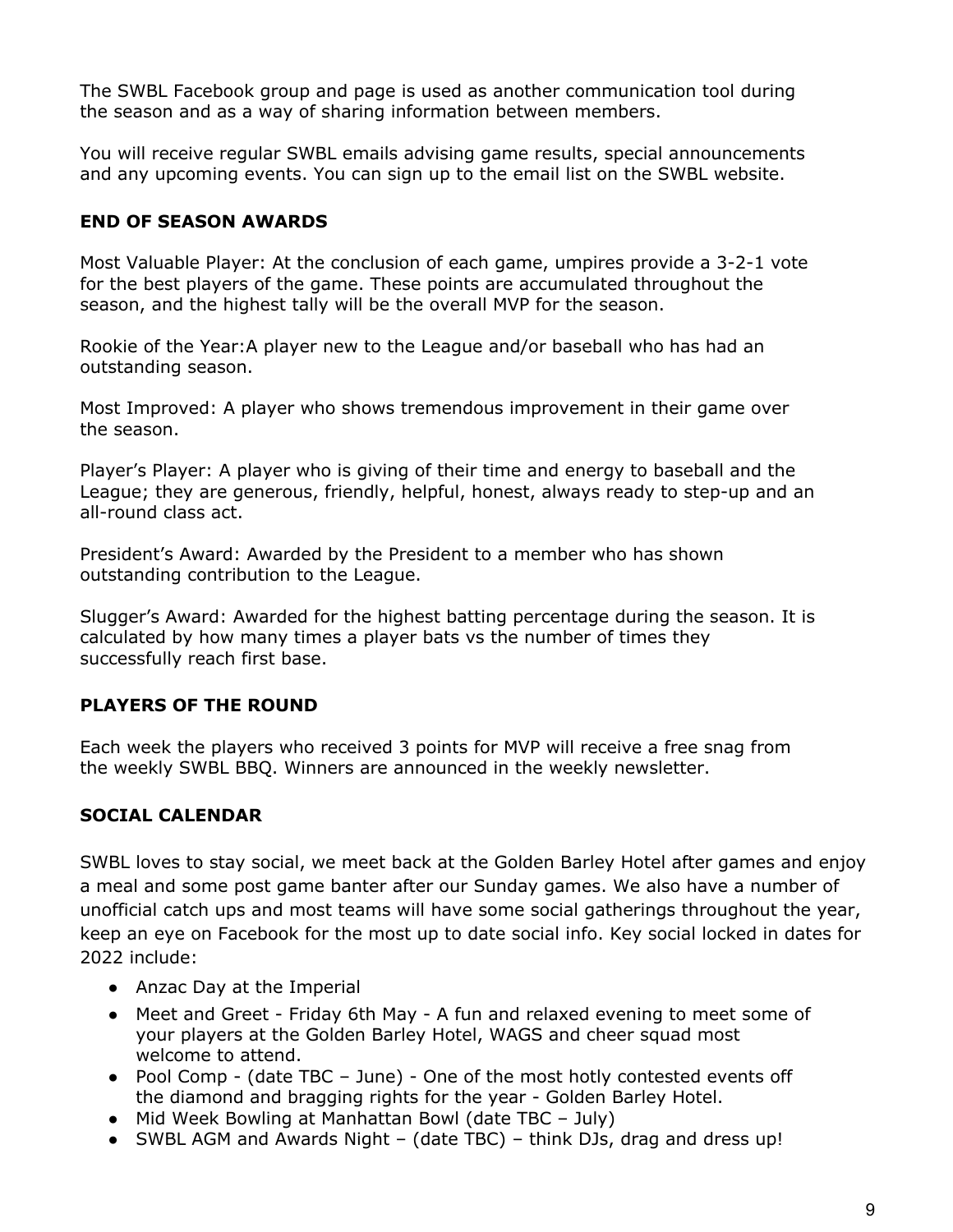The SWBL Facebook group and page is used as another communication tool during the season and as a way of sharing information between members.

You will receive regular SWBL emails advising game results, special announcements and any upcoming events. You can sign up to the email list on the SWBL website.

## END OF SEASON AWARDS

Most Valuable Player: At the conclusion of each game, umpires provide a 3-2-1 vote for the best players of the game. These points are accumulated throughout the season, and the highest tally will be the overall MVP for the season.

Rookie of the Year:A player new to the League and/or baseball who has had an outstanding season.

Most Improved: A player who shows tremendous improvement in their game over the season.

Player's Player: A player who is giving of their time and energy to baseball and the League; they are generous, friendly, helpful, honest, always ready to step-up and an all-round class act.

President's Award: Awarded by the President to a member who has shown outstanding contribution to the League.

Slugger's Award: Awarded for the highest batting percentage during the season. It is calculated by how many times a player bats vs the number of times they successfully reach first base.

## PLAYERS OF THE ROUND

Each week the players who received 3 points for MVP will receive a free snag from the weekly SWBL BBQ. Winners are announced in the weekly newsletter.

## SOCIAL CALENDAR

SWBL loves to stay social, we meet back at the Golden Barley Hotel after games and enjoy a meal and some post game banter after our Sunday games. We also have a number of unofficial catch ups and most teams will have some social gatherings throughout the year, keep an eye on Facebook for the most up to date social info. Key social locked in dates for 2022 include:

- Anzac Day at the Imperial
- Meet and Greet - Friday 6th May - A fun and relaxed evening to meet some of your players at the Golden Barley Hotel, WAGS and cheer squad most welcome to attend.
- Pool Comp - (date TBC – June) - One of the most hotly contested events off the diamond and bragging rights for the year - Golden Barley Hotel.
- Mid Week Bowling at Manhattan Bowl (date TBC – July)
- SWBL AGM and Awards Night – (date TBC) – think DJs, drag and dress up!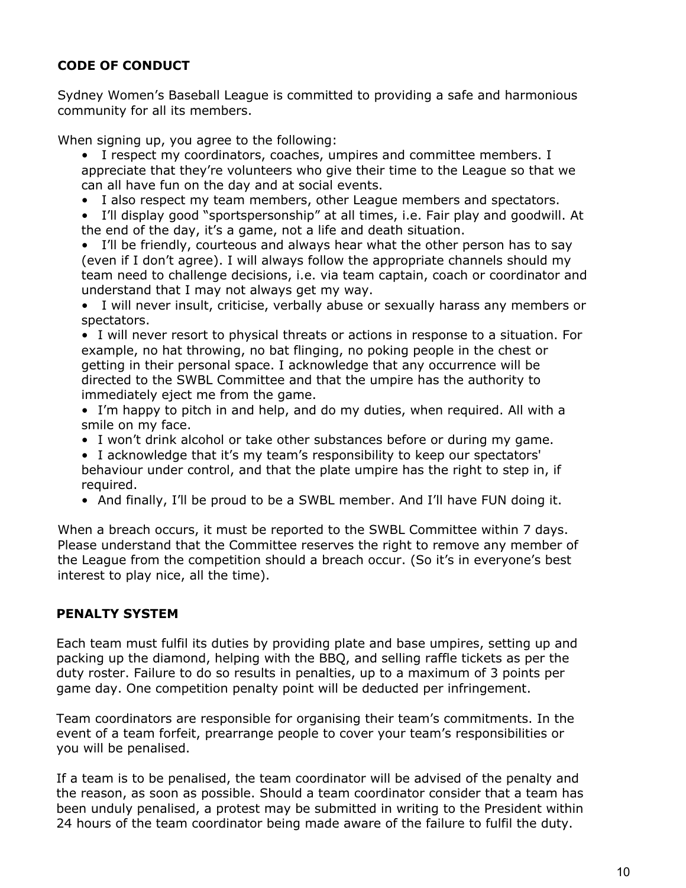## CODE OF CONDUCT

Sydney Women's Baseball League is committed to providing a safe and harmonious community for all its members.

When signing up, you agree to the following:

- I respect my coordinators, coaches, umpires and committee members. I appreciate that they're volunteers who give their time to the League so that we can all have fun on the day and at social events.
- I also respect my team members, other League members and spectators.
- I'll display good "sportspersonship" at all times, i.e. Fair play and goodwill. At the end of the day, it's a game, not a life and death situation.
- I'll be friendly, courteous and always hear what the other person has to say (even if I don't agree). I will always follow the appropriate channels should my team need to challenge decisions, i.e. via team captain, coach or coordinator and understand that I may not always get my way.
- I will never insult, criticise, verbally abuse or sexually harass any members or spectators.
- I will never resort to physical threats or actions in response to a situation. For example, no hat throwing, no bat flinging, no poking people in the chest or getting in their personal space. I acknowledge that any occurrence will be directed to the SWBL Committee and that the umpire has the authority to immediately eject me from the game.
- I'm happy to pitch in and help, and do my duties, when required. All with a smile on my face.
- I won't drink alcohol or take other substances before or during my game.
- I acknowledge that it's my team's responsibility to keep our spectators' behaviour under control, and that the plate umpire has the right to step in, if required.
- And finally, I'll be proud to be a SWBL member. And I'll have FUN doing it.

When a breach occurs, it must be reported to the SWBL Committee within 7 days. Please understand that the Committee reserves the right to remove any member of the League from the competition should a breach occur. (So it's in everyone's best interest to play nice, all the time).

## PENALTY SYSTEM

Each team must fulfil its duties by providing plate and base umpires, setting up and packing up the diamond, helping with the BBQ, and selling raffle tickets as per the duty roster. Failure to do so results in penalties, up to a maximum of 3 points per game day. One competition penalty point will be deducted per infringement.

Team coordinators are responsible for organising their team's commitments. In the event of a team forfeit, prearrange people to cover your team's responsibilities or you will be penalised.

If a team is to be penalised, the team coordinator will be advised of the penalty and the reason, as soon as possible. Should a team coordinator consider that a team has been unduly penalised, a protest may be submitted in writing to the President within 24 hours of the team coordinator being made aware of the failure to fulfil the duty.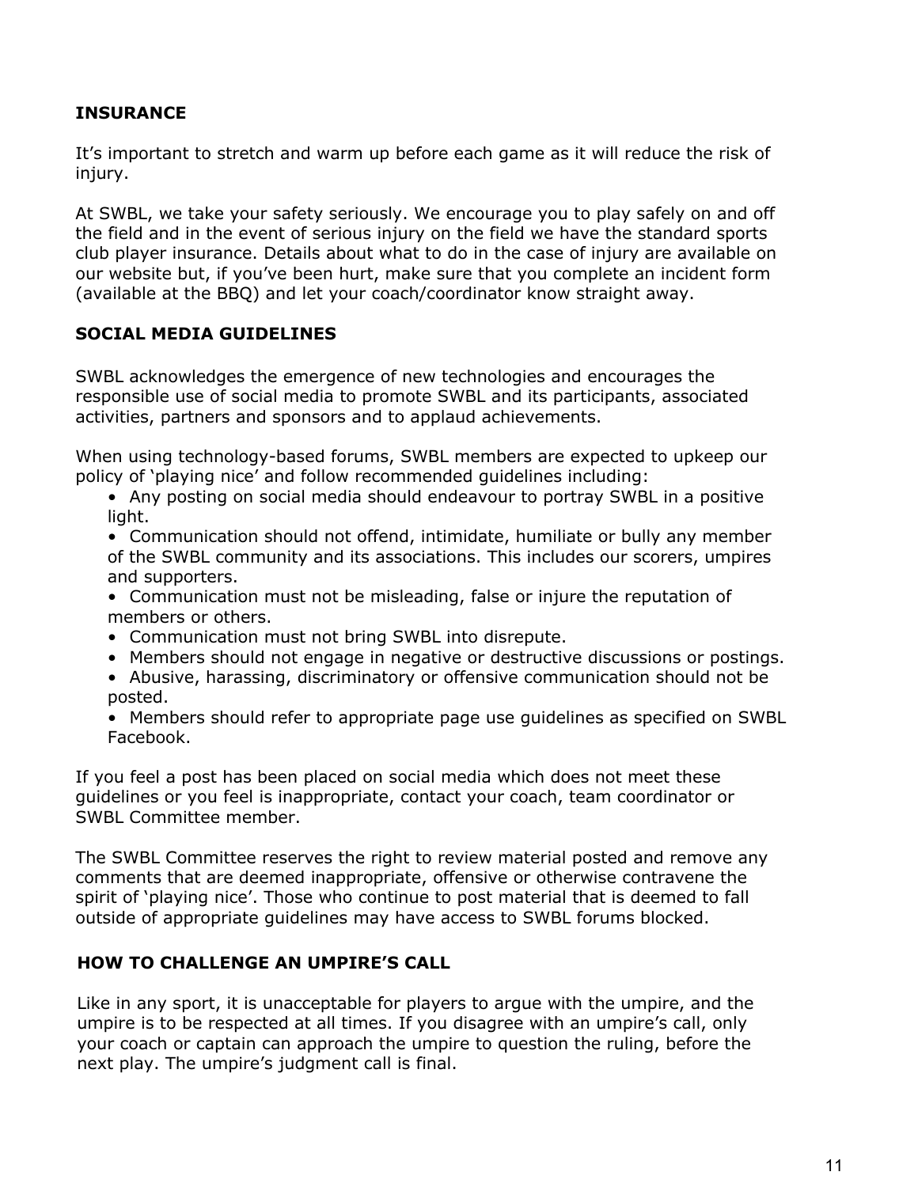## INSURANCE

It's important to stretch and warm up before each game as it will reduce the risk of injury.

At SWBL, we take your safety seriously. We encourage you to play safely on and off the field and in the event of serious injury on the field we have the standard sports club player insurance. Details about what to do in the case of injury are available on our website but, if you've been hurt, make sure that you complete an incident form (available at the BBQ) and let your coach/coordinator know straight away.

## SOCIAL MEDIA GUIDELINES

SWBL acknowledges the emergence of new technologies and encourages the responsible use of social media to promote SWBL and its participants, associated activities, partners and sponsors and to applaud achievements.

When using technology-based forums, SWBL members are expected to upkeep our policy of 'playing nice' and follow recommended guidelines including:

- Any posting on social media should endeavour to portray SWBL in a positive light.
- Communication should not offend, intimidate, humiliate or bully any member of the SWBL community and its associations. This includes our scorers, umpires and supporters.
- Communication must not be misleading, false or injure the reputation of members or others.
- Communication must not bring SWBL into disrepute.
- Members should not engage in negative or destructive discussions or postings.
- Abusive, harassing, discriminatory or offensive communication should not be posted.
- Members should refer to appropriate page use guidelines as specified on SWBL Facebook.

If you feel a post has been placed on social media which does not meet these guidelines or you feel is inappropriate, contact your coach, team coordinator or SWBL Committee member.

The SWBL Committee reserves the right to review material posted and remove any comments that are deemed inappropriate, offensive or otherwise contravene the spirit of 'playing nice'. Those who continue to post material that is deemed to fall outside of appropriate guidelines may have access to SWBL forums blocked.

## HOW TO CHALLENGE AN UMPIRE'S CALL

Like in any sport, it is unacceptable for players to argue with the umpire, and the umpire is to be respected at all times. If you disagree with an umpire's call, only your coach or captain can approach the umpire to question the ruling, before the next play. The umpire's judgment call is final.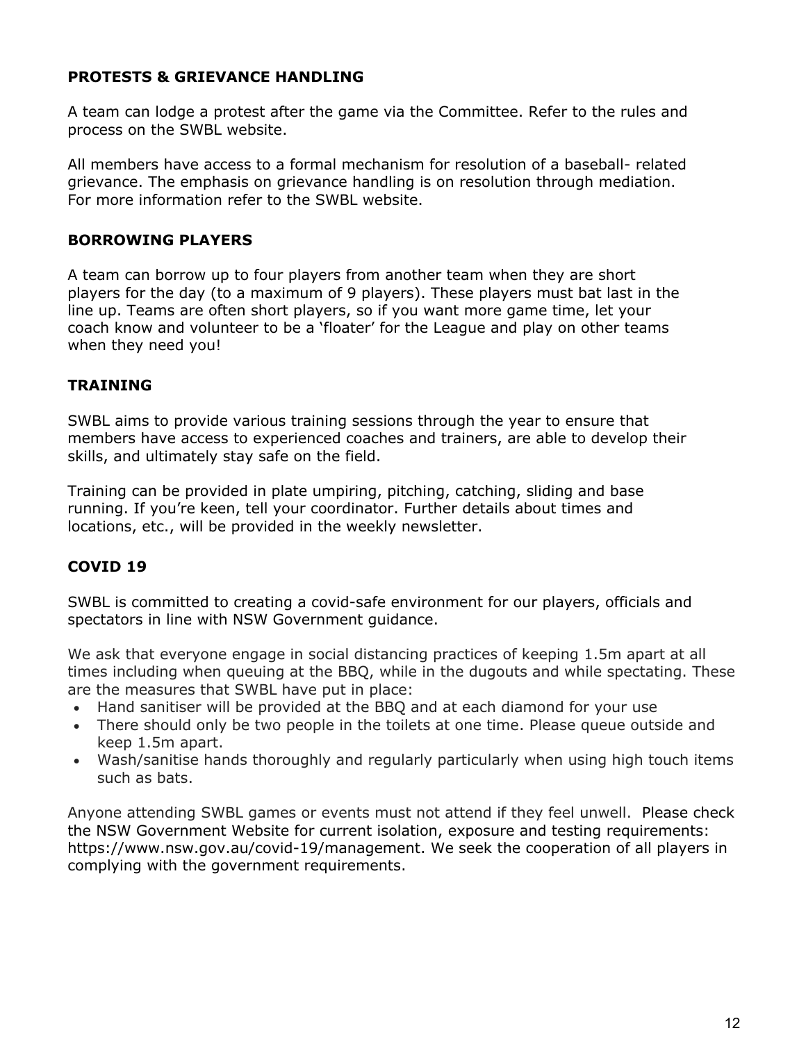## PROTESTS & GRIEVANCE HANDLING

A team can lodge a protest after the game via the Committee. Refer to the rules and process on the SWBL website.

All members have access to a formal mechanism for resolution of a baseball- related grievance. The emphasis on grievance handling is on resolution through mediation. For more information refer to the SWBL website.

## BORROWING PLAYERS

A team can borrow up to four players from another team when they are short players for the day (to a maximum of 9 players). These players must bat last in the line up. Teams are often short players, so if you want more game time, let your coach know and volunteer to be a 'floater' for the League and play on other teams when they need you!

## TRAINING

SWBL aims to provide various training sessions through the year to ensure that members have access to experienced coaches and trainers, are able to develop their skills, and ultimately stay safe on the field.

Training can be provided in plate umpiring, pitching, catching, sliding and base running. If you're keen, tell your coordinator. Further details about times and locations, etc., will be provided in the weekly newsletter.

## COVID 19

SWBL is committed to creating a covid-safe environment for our players, officials and spectators in line with NSW Government guidance.

We ask that everyone engage in social distancing practices of keeping 1.5m apart at all times including when queuing at the BBQ, while in the dugouts and while spectating. These are the measures that SWBL have put in place:

- Hand sanitiser will be provided at the BBQ and at each diamond for your use
- There should only be two people in the toilets at one time. Please queue outside and keep 1.5m apart.
- Wash/sanitise hands thoroughly and regularly particularly when using high touch items such as bats.

Anyone attending SWBL games or events must not attend if they feel unwell. Please check the NSW Government Website for current isolation, exposure and testing requirements: https://www.nsw.gov.au/covid-19/management. We seek the cooperation of all players in complying with the government requirements.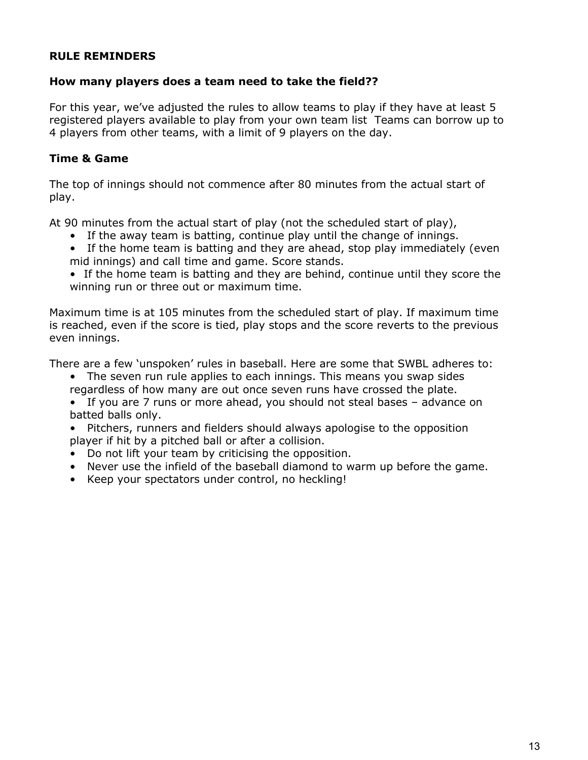**RULE REMINDERS**

**How many players does a team need to take the field??**

For this year, we've adjusted the rules to allow teams to play if they have at least 5 registered players available to play from your own team list  Teams can borrow up to 4 players from other teams, with a limit of 9 players on the day.

**Time & Game**

The top of innings should not commence after 80 minutes from the actual start of play.

At 90 minutes from the actual start of play (not the scheduled start of play),

- If the away team is batting, continue play until the change of innings.
- If the home team is batting and they are ahead, stop play immediately (even mid innings) and call time and game. Score stands.
- If the home team is batting and they are behind, continue until they score the winning run or three out or maximum time.

Maximum time is at 105 minutes from the scheduled start of play. If maximum time is reached, even if the score is tied, play stops and the score reverts to the previous even innings.

There are a few 'unspoken' rules in baseball. Here are some that SWBL adheres to:

- The seven run rule applies to each innings. This means you swap sides regardless of how many are out once seven runs have crossed the plate.
- If you are 7 runs or more ahead, you should not steal bases – advance on batted balls only.
- Pitchers, runners and fielders should always apologise to the opposition player if hit by a pitched ball or after a collision.
- Do not lift your team by criticising the opposition.
- Never use the infield of the baseball diamond to warm up before the game.
- Keep your spectators under control, no heckling!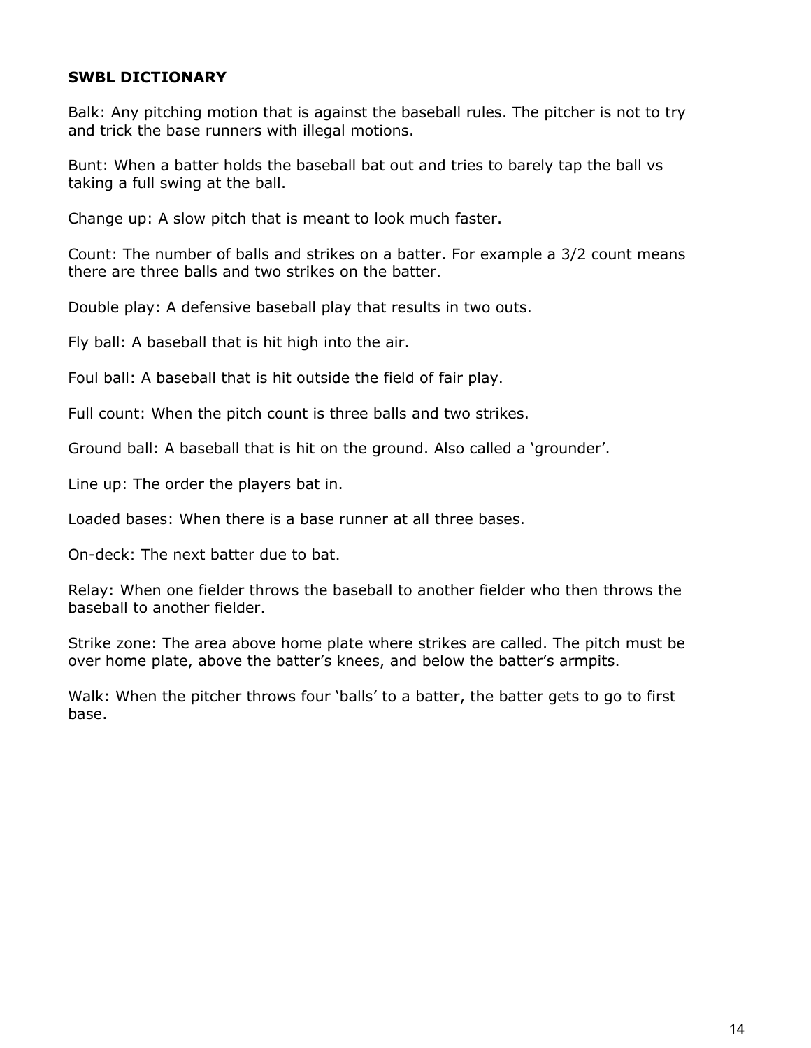**SWBL DICTIONARY**

Balk: Any pitching motion that is against the baseball rules. The pitcher is not to try and trick the base runners with illegal motions.

Bunt: When a batter holds the baseball bat out and tries to barely tap the ball vs taking a full swing at the ball.

Change up: A slow pitch that is meant to look much faster.

Count: The number of balls and strikes on a batter. For example a 3/2 count means there are three balls and two strikes on the batter.

Double play: A defensive baseball play that results in two outs.

Fly ball: A baseball that is hit high into the air.

Foul ball: A baseball that is hit outside the field of fair play.

Full count: When the pitch count is three balls and two strikes.

Ground ball: A baseball that is hit on the ground. Also called a 'grounder'.

Line up: The order the players bat in.

Loaded bases: When there is a base runner at all three bases.

On-deck: The next batter due to bat.

Relay: When one fielder throws the baseball to another fielder who then throws the baseball to another fielder.

Strike zone: The area above home plate where strikes are called. The pitch must be over home plate, above the batter's knees, and below the batter's armpits.

Walk: When the pitcher throws four 'balls' to a batter, the batter gets to go to first base.